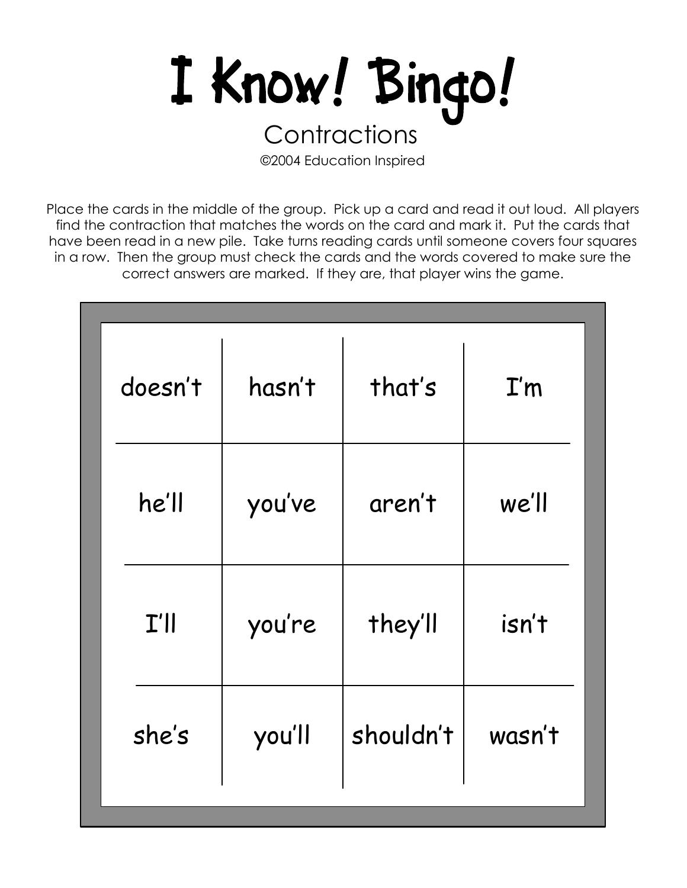# I Know! Bingo!

## Contractions

©2004 Education Inspired

Place the cards in the middle of the group. Pick up a card and read it out loud. All players find the contraction that matches the words on the card and mark it. Put the cards that have been read in a new pile. Take turns reading cards until someone covers four squares in a row. Then the group must check the cards and the words covered to make sure the correct answers are marked. If they are, that player wins the game.

| | | | |
|---|---|---|---|
| doesn't | hasn't | that's | I'm |
| he'll | you've | aren't | we'll |
| I'll | you're | they'll | isn't |
| she's | you'll | shouldn't | wasn't |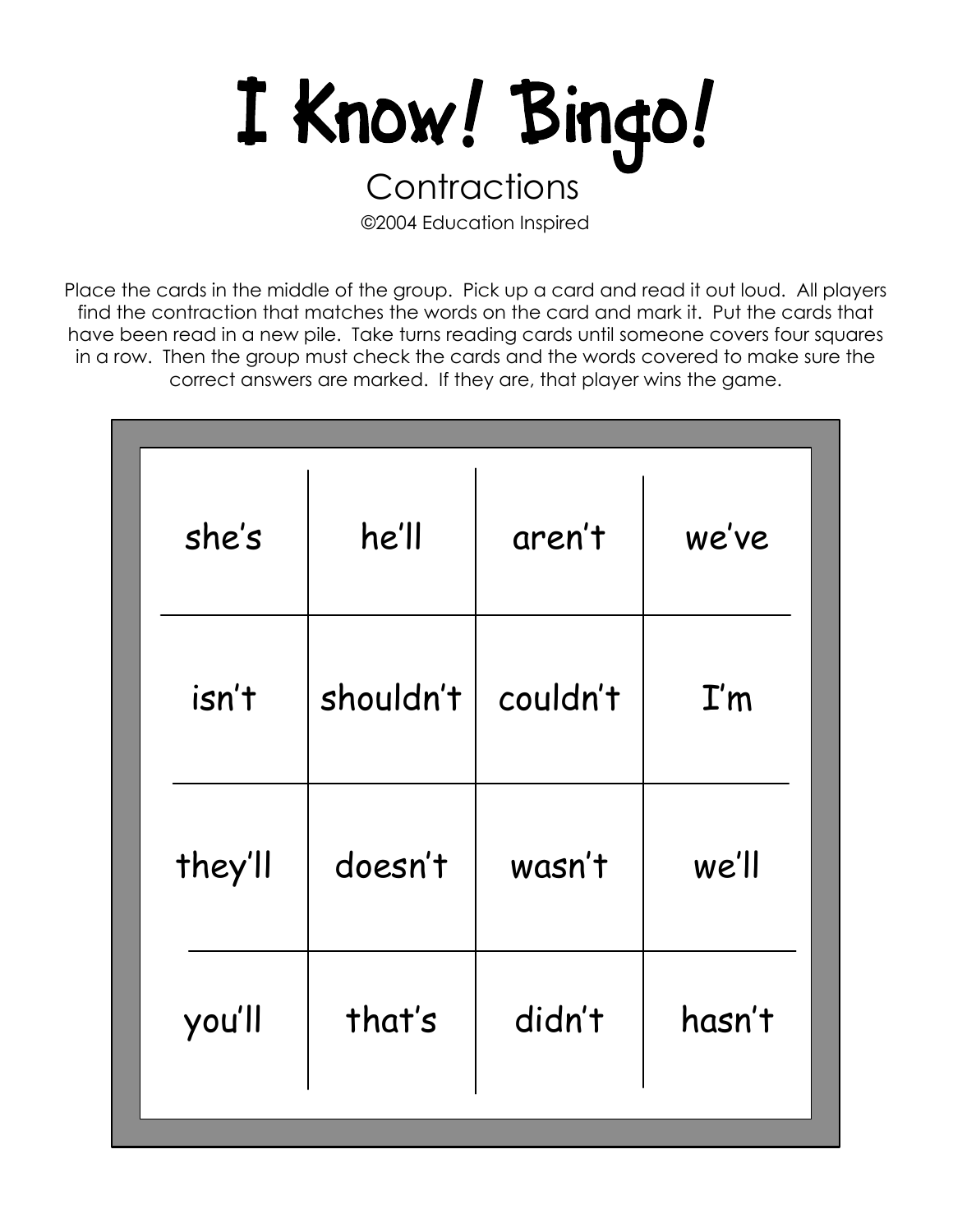# I Know! Bingo!

Contractions

©2004 Education Inspired

Place the cards in the middle of the group. Pick up a card and read it out loud. All players find the contraction that matches the words on the card and mark it. Put the cards that have been read in a new pile. Take turns reading cards until someone covers four squares in a row. Then the group must check the cards and the words covered to make sure the correct answers are marked. If they are, that player wins the game.

| | | | |
|---|---|---|---|
| she's | he'll | aren't | we've |
| isn't | shouldn't | couldn't | I'm |
| they'll | doesn't | wasn't | we'll |
| you'll | that's | didn't | hasn't |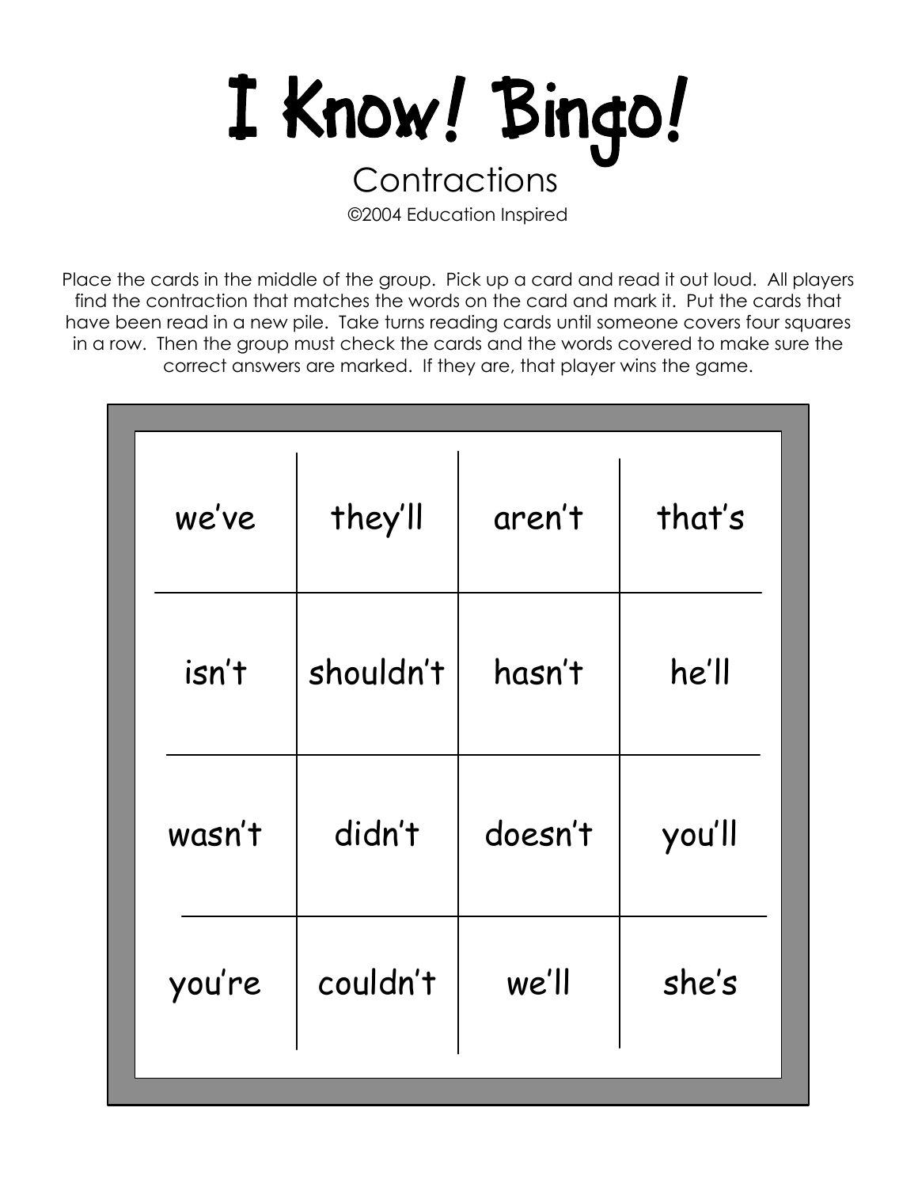# I Know! Bingo!

## Contractions

©2004 Education Inspired

Place the cards in the middle of the group. Pick up a card and read it out loud. All players find the contraction that matches the words on the card and mark it. Put the cards that have been read in a new pile. Take turns reading cards until someone covers four squares in a row. Then the group must check the cards and the words covered to make sure the correct answers are marked. If they are, that player wins the game.

| | | | |
|---|---|---|---|
| we've | they'll | aren't | that's |
| isn't | shouldn't | hasn't | he'll |
| wasn't | didn't | doesn't | you'll |
| you're | couldn't | we'll | she's |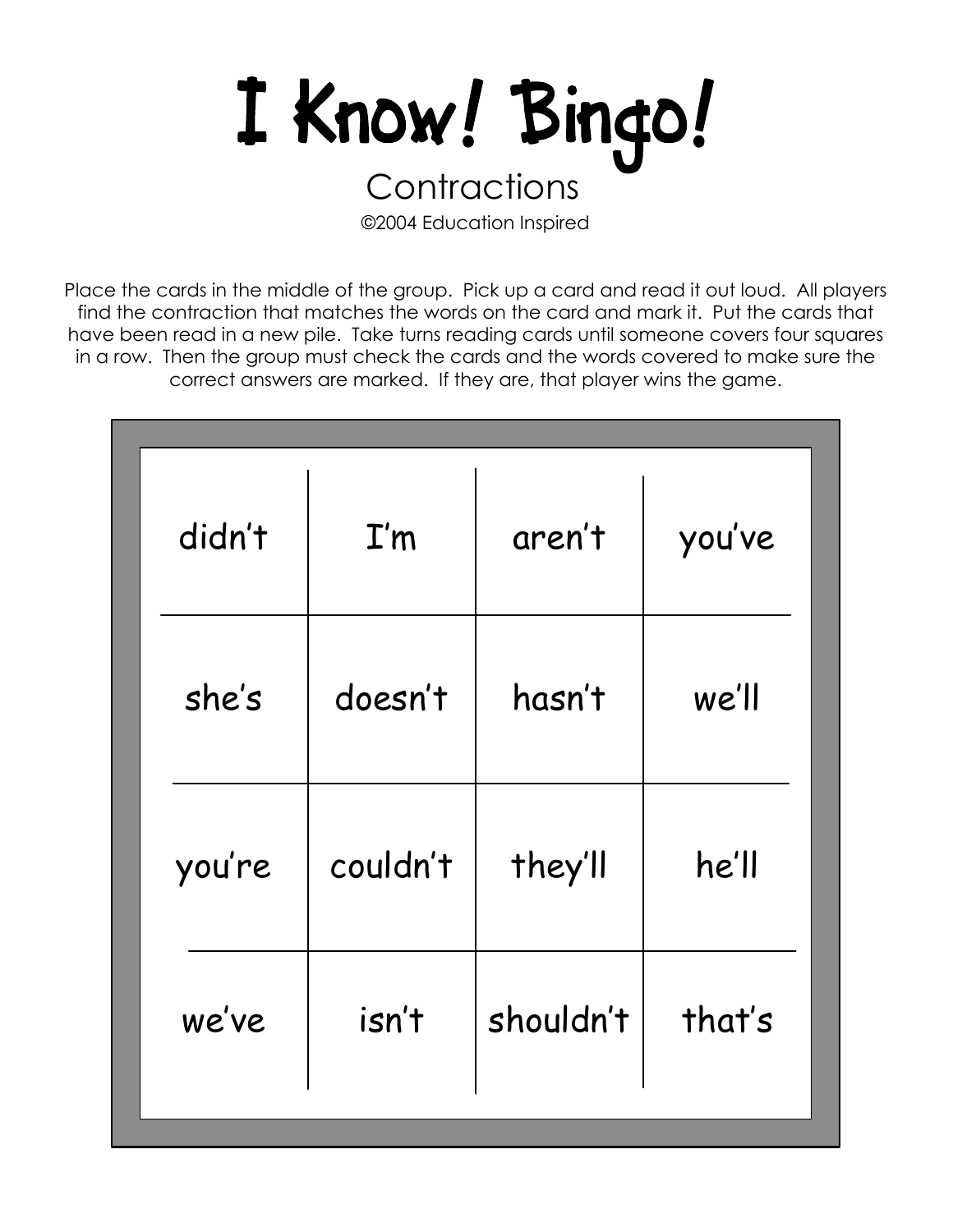# I Know! Bingo!

## Contractions

©2004 Education Inspired

Place the cards in the middle of the group. Pick up a card and read it out loud. All players find the contraction that matches the words on the card and mark it. Put the cards that have been read in a new pile. Take turns reading cards until someone covers four squares in a row. Then the group must check the cards and the words covered to make sure the correct answers are marked. If they are, that player wins the game.

| | | | |
|---|---|---|---|
| didn't | I'm | aren't | you've |
| she's | doesn't | hasn't | we'll |
| you're | couldn't | they'll | he'll |
| we've | isn't | shouldn't | that's |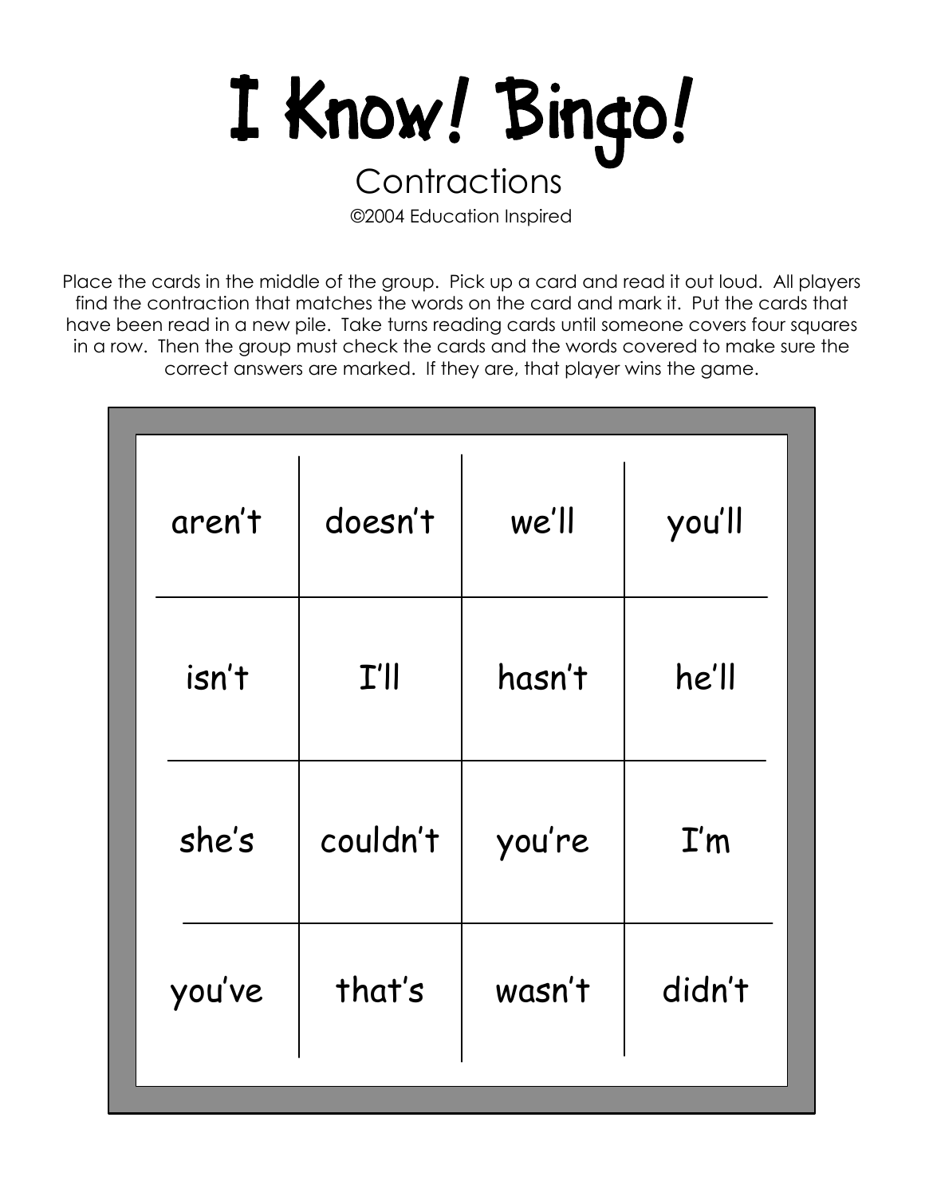# I Know! Bingo!

## Contractions

©2004 Education Inspired

Place the cards in the middle of the group. Pick up a card and read it out loud. All players find the contraction that matches the words on the card and mark it. Put the cards that have been read in a new pile. Take turns reading cards until someone covers four squares in a row. Then the group must check the cards and the words covered to make sure the correct answers are marked. If they are, that player wins the game.

| | | | |
|---|---|---|---|
| aren't | doesn't | we'll | you'll |
| isn't | I'll | hasn't | he'll |
| she's | couldn't | you're | I'm |
| you've | that's | wasn't | didn't |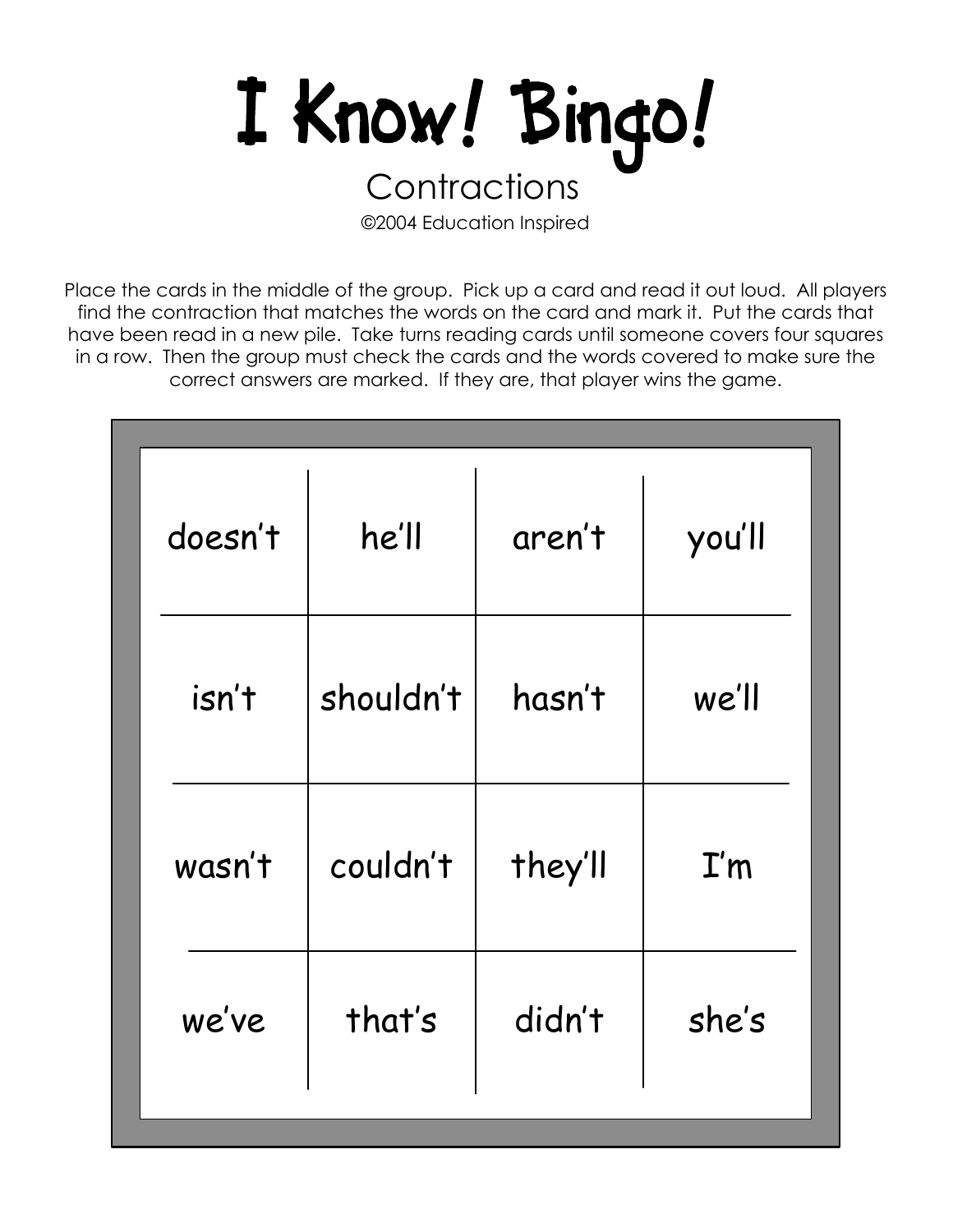# I Know! Bingo!

Contractions

©2004 Education Inspired

Place the cards in the middle of the group. Pick up a card and read it out loud. All players find the contraction that matches the words on the card and mark it. Put the cards that have been read in a new pile. Take turns reading cards until someone covers four squares in a row. Then the group must check the cards and the words covered to make sure the correct answers are marked. If they are, that player wins the game.

| | | | |
|---|---|---|---|
| doesn’t | he’ll | aren’t | you’ll |
| isn’t | shouldn’t | hasn’t | we’ll |
| wasn’t | couldn’t | they’ll | I’m |
| we’ve | that’s | didn’t | she’s |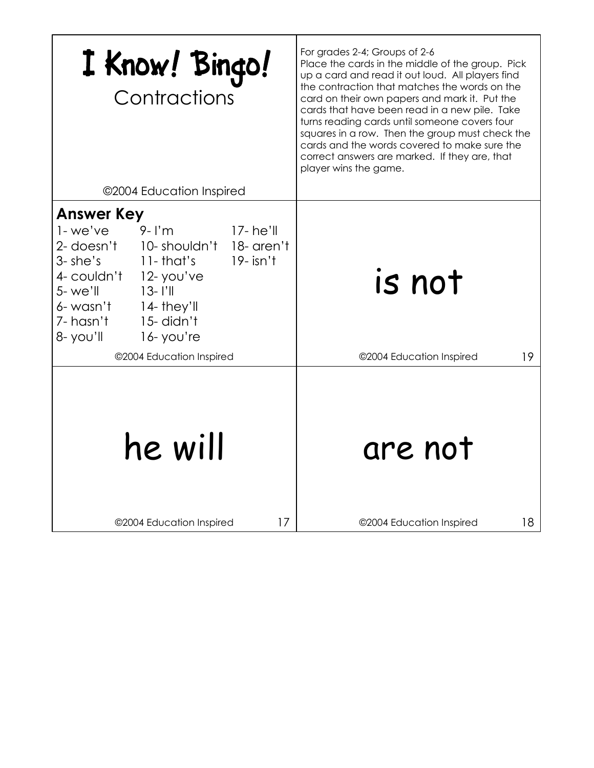# I Know! Bingo!

## Contractions

©2004 Education Inspired

For grades 2-4; Groups of 2-6
Place the cards in the middle of the group. Pick up a card and read it out loud. All players find the contraction that matches the words on the card on their own papers and mark it. Put the cards that have been read in a new pile. Take turns reading cards until someone covers four squares in a row. Then the group must check the cards and the words covered to make sure the correct answers are marked. If they are, that player wins the game.

**Answer Key**

| | | |
|---|---|---|
| 1- we've | 9- I'm | 17- he'll |
| 2- doesn't | 10- shouldn't | 18- aren't |
| 3- she's | 11- that's | 19- isn't |
| 4- couldn't | 12- you've | |
| 5- we'll | 13- I'll | |
| 6- wasn't | 14- they'll | |
| 7- hasn't | 15- didn't | |
| 8- you'll | 16- you're | |

©2004 Education Inspired

is not

©2004 Education Inspired 19

he will

©2004 Education Inspired 17

are not

©2004 Education Inspired 18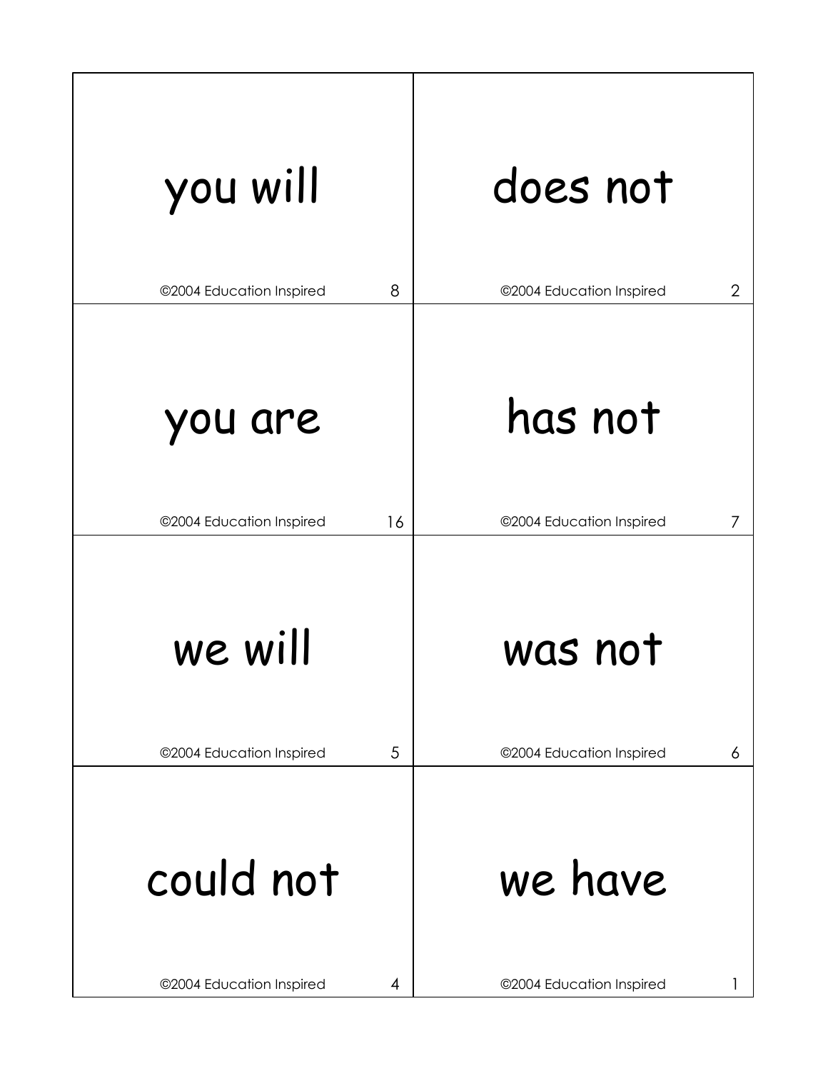| | |
|---|---|
| you will<br><br>©2004 Education Inspired 8 | does not<br><br>©2004 Education Inspired 2 |
| you are<br><br>©2004 Education Inspired 16 | has not<br><br>©2004 Education Inspired 7 |
| we will<br><br>©2004 Education Inspired 5 | was not<br><br>©2004 Education Inspired 6 |
| could not<br><br>©2004 Education Inspired 4 | we have<br><br>©2004 Education Inspired 1 |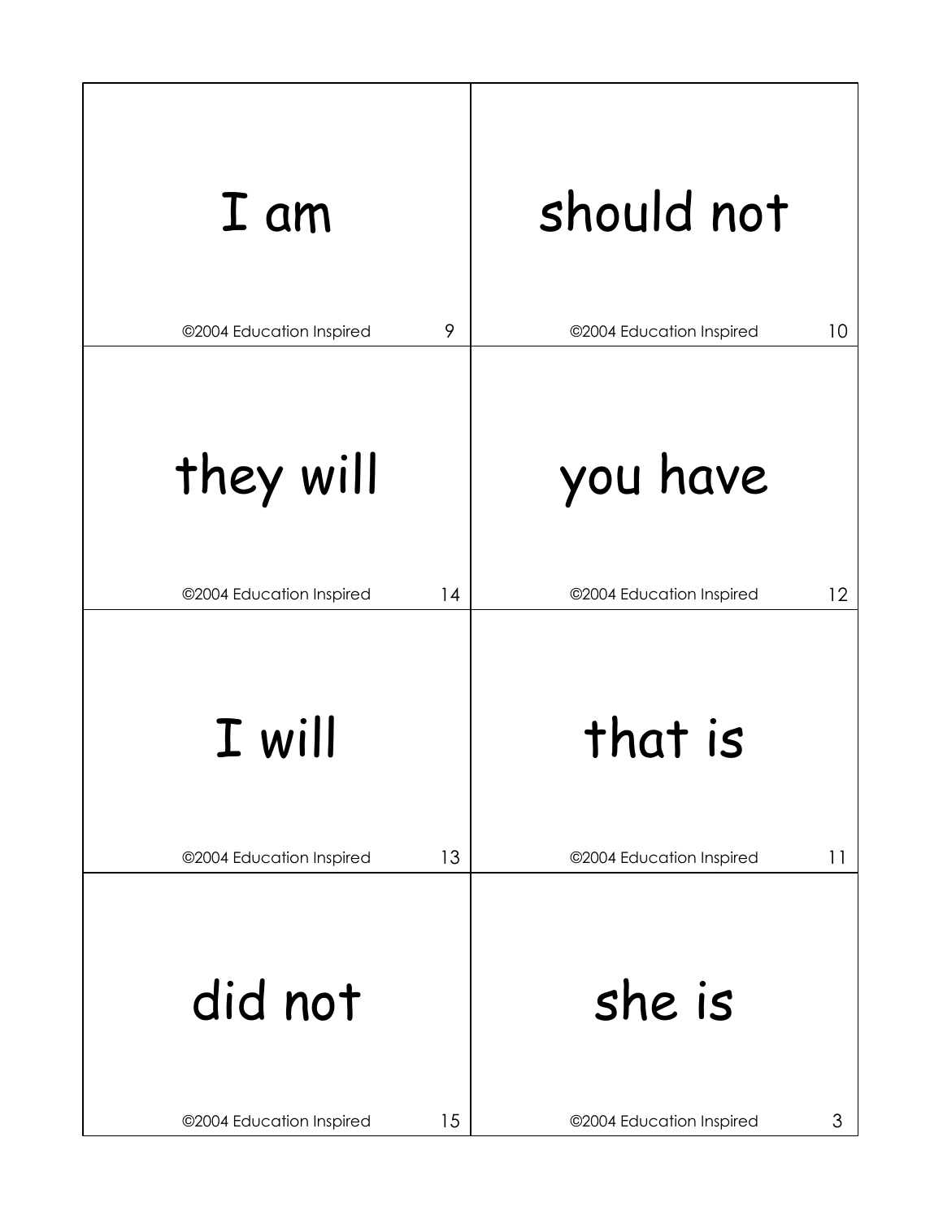| | |
|---|---|
| I am<br><br>©2004 Education Inspired 9 | should not<br><br>©2004 Education Inspired 10 |
| they will<br><br>©2004 Education Inspired 14 | you have<br><br>©2004 Education Inspired 12 |
| I will<br><br>©2004 Education Inspired 13 | that is<br><br>©2004 Education Inspired 11 |
| did not<br><br>©2004 Education Inspired 15 | she is<br><br>©2004 Education Inspired 3 |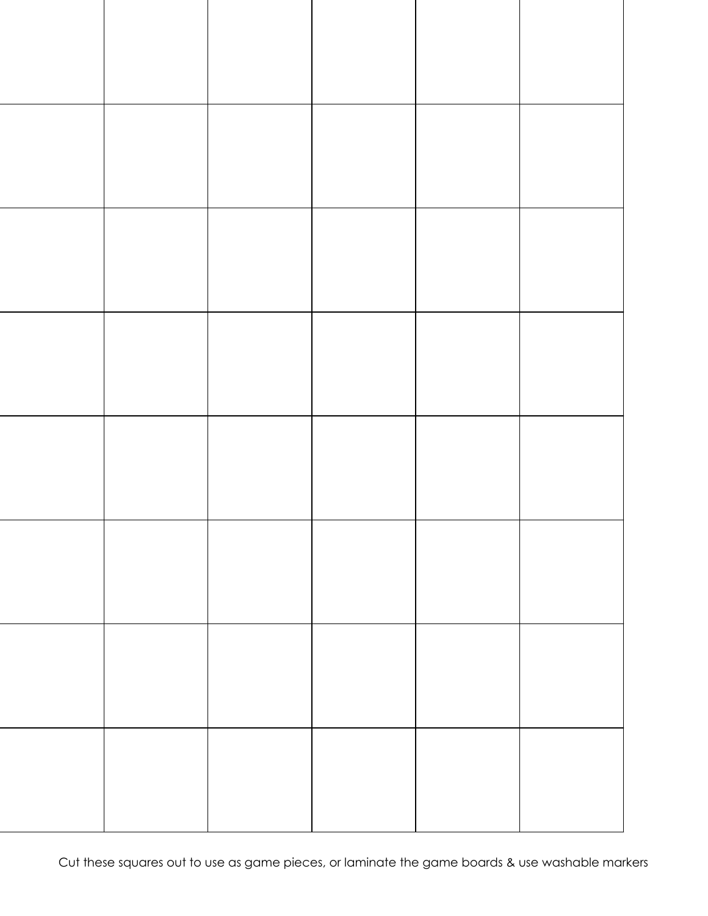| | | | | | |
|---|---|---|---|---|---|
| | | | | | |
| | | | | | |
| | | | | | |
| | | | | | |
| | | | | | |
| | | | | | |
| | | | | | |
| | | | | | |

Cut these squares out to use as game pieces, or laminate the game boards & use washable markers